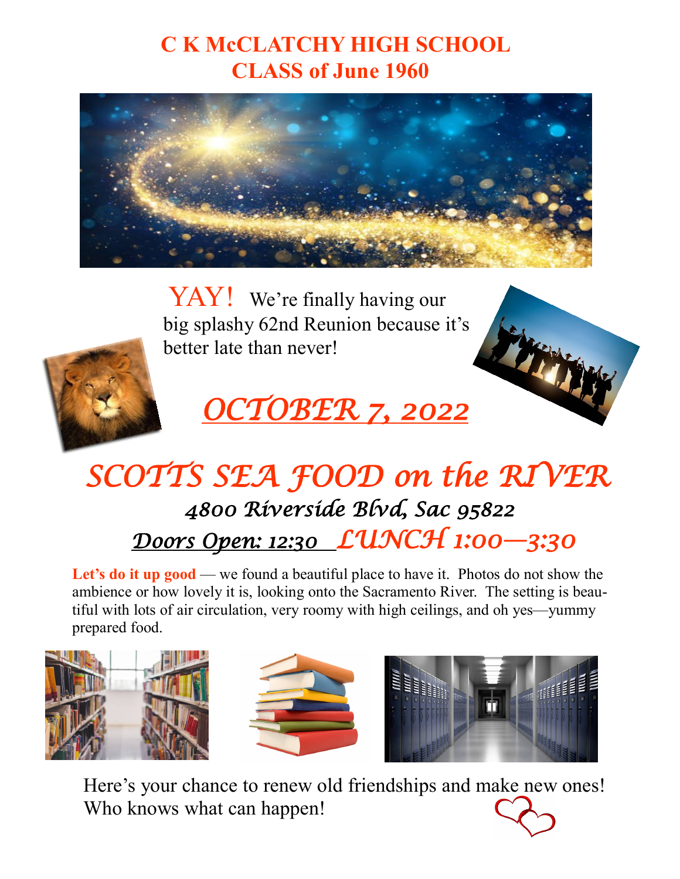# C K McCLATCHY HIGH SCHOOL
# CLASS of June 1960

YAY! We're finally having our big splashy 62nd Reunion because it's better late than never!

## *OCTOBER 7, 2022*

## *SCOTTS SEA FOOD on the RIVER*

### *4800 Riverside Blvd, Sac 95822*

### *Doors Open: 12:30 LUNCH 1:00—3:30*

**Let's do it up good** — we found a beautiful place to have it. Photos do not show the ambience or how lovely it is, looking onto the Sacramento River. The setting is beautiful with lots of air circulation, very roomy with high ceilings, and oh yes—yummy prepared food.

Here's your chance to renew old friendships and make new ones! Who knows what can happen!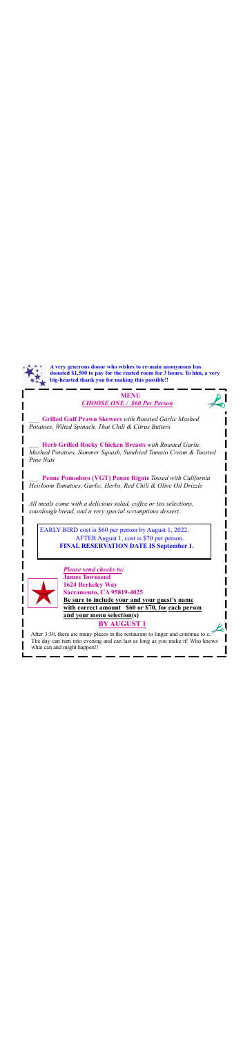**A very generous donor who wishes to re-main anonymous has donated $1,500 to pay for the rented room for 3 hours. To him, a very big-hearted thank you for making this possible!!**

**MENU**

***CHOOSE ONE / $60 Per Person***

___ **Grilled Gulf Prawn Skewers** *with Roasted Garlic Mashed Potatoes, Wilted Spinach, Thai Chili & Citrus Butters*

___ **Herb Grilled Rocky Chicken Breasts** *with Roasted Garlic Mashed Potatoes, Summer Squash, Sundried Tomato Cream & Toasted Pine Nuts*

___ **Penne Pomodoro (VGT) Penne Rigate** *Tossed with California Heirloom Tomatoes, Garlic, Herbs, Red Chili & Olive Oil Drizzle*

*All meals come with a delicious salad, coffee or tea selections, sourdough bread, and a very special scrumptious dessert.*

EARLY BIRD cost is $60 per person by August 1, 2022.
AFTER August 1, cost is $70 per person.
**FINAL RESERVATION DATE IS September 1.**

***Please send checks to:***
**James Townsend**
**1624 Berkeley Way**
**Sacramento, CA 95819-4025**
**Be sure to include your and your guest's name with correct amount $60 or $70, for each person and your menu selection(s)**

**BY AUGUST 1**

After 3:30, there are many places in the restaurant to linger and continue to c. The day can turn into evening and can last as long as you make it! Who knows what can and might happen!!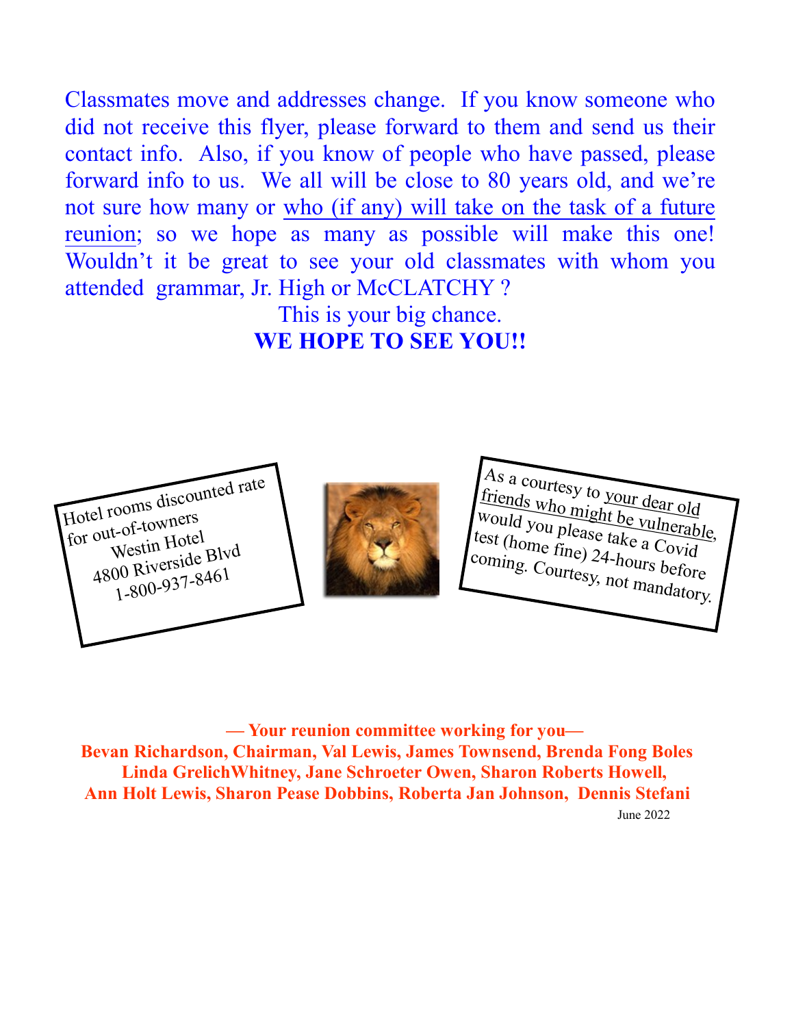Classmates move and addresses change. If you know someone who did not receive this flyer, please forward to them and send us their contact info. Also, if you know of people who have passed, please forward info to us. We all will be close to 80 years old, and we're not sure how many or <u>who (if any) will take on the task of a future reunion</u>; so we hope as many as possible will make this one! Wouldn't it be great to see your old classmates with whom you attended grammar, Jr. High or McCLATCHY ?

This is your big chance.

**WE HOPE TO SEE YOU!!**

Hotel rooms discounted rate
for out-of-towners
Westin Hotel
4800 Riverside Blvd
1-800-937-8461

As a courtesy to <u>your dear old friends who might be vulnerable</u>, would you please take a Covid test (home fine) 24-hours before coming. Courtesy, not mandatory.

**— Your reunion committee working for you—**

**Bevan Richardson, Chairman, Val Lewis, James Townsend, Brenda Fong Boles**
**Linda GrelichWhitney, Jane Schroeter Owen, Sharon Roberts Howell,**
**Ann Holt Lewis, Sharon Pease Dobbins, Roberta Jan Johnson, Dennis Stefani**

June 2022